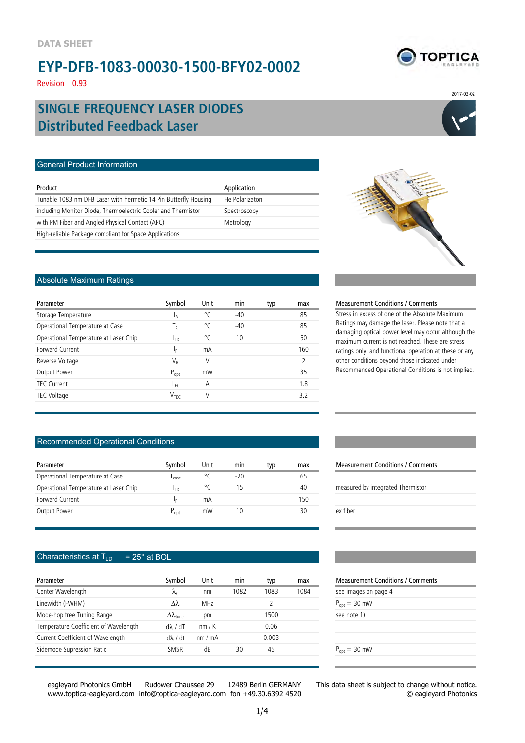DATA SHEET

# EYP-DFB-1083-00030-1500-BFY02-0002

Revision 0.93

2017-03-02

## SINGLE FREQUENCY LASER DIODES
## Distributed Feedback Laser

### General Product Information

| Product | Application |
|---|---|
| Tunable 1083 nm DFB Laser with hermetic 14 Pin Butterfly Housing | He Polarizaton |
| including Monitor Diode, Thermoelectric Cooler and Thermistor | Spectroscopy |
| with PM Fiber and Angled Physical Contact (APC) | Metrology |
| High-reliable Package compliant for Space Applications | |

### Absolute Maximum Ratings

| Parameter | Symbol | Unit | min | typ | max |
|---|---|---|---|---|---|
| Storage Temperature | $T_S$ | °C | -40 | | 85 |
| Operational Temperature at Case | $T_C$ | °C | -40 | | 85 |
| Operational Temperature at Laser Chip | $T_{LD}$ | °C | 10 | | 50 |
| Forward Current | $I_F$ | mA | | | 160 |
| Reverse Voltage | $V_R$ | V | | | 2 |
| Output Power | $P_{opt}$ | mW | | | 35 |
| TEC Current | $I_{TEC}$ | A | | | 1.8 |
| TEC Voltage | $V_{TEC}$ | V | | | 3.2 |

**Measurement Conditions / Comments**

Stress in excess of one of the Absolute Maximum Ratings may damage the laser. Please note that a damaging optical power level may occur although the maximum current is not reached. These are stress ratings only, and functional operation at these or any other conditions beyond those indicated under Recommended Operational Conditions is not implied.

### Recommended Operational Conditions

| Parameter | Symbol | Unit | min | typ | max | Measurement Conditions / Comments |
|---|---|---|---|---|---|---|
| Operational Temperature at Case | $T_{case}$ | °C | -20 | | 65 | |
| Operational Temperature at Laser Chip | $T_{LD}$ | °C | 15 | | 40 | measured by integrated Thermistor |
| Forward Current | $I_F$ | mA | | | 150 | |
| Output Power | $P_{opt}$ | mW | 10 | | 30 | ex fiber |

### Characteristics at $T_{LD}$ = 25° at BOL

| Parameter | Symbol | Unit | min | typ | max | Measurement Conditions / Comments |
|---|---|---|---|---|---|---|
| Center Wavelength | $\lambda_C$ | nm | 1082 | 1083 | 1084 | see images on page 4 |
| Linewidth (FWHM) | $\Delta\lambda$ | MHz | | 2 | | $P_{opt}$ = 30 mW |
| Mode-hop free Tuning Range | $\Delta\lambda_{tune}$ | pm | | 1500 | | see note 1) |
| Temperature Coefficient of Wavelength | $d\lambda / dT$ | nm / K | | 0.06 | | |
| Current Coefficient of Wavelength | $d\lambda / dI$ | nm / mA | | 0.003 | | |
| Sidemode Supression Ratio | SMSR | dB | 30 | 45 | | $P_{opt}$ = 30 mW |

eagleyard Photonics GmbH Rudower Chaussee 29 12489 Berlin GERMANY
www.toptica-eagleyard.com info@toptica-eagleyard.com fon +49.30.6392 4520

This data sheet is subject to change without notice.
© eagleyard Photonics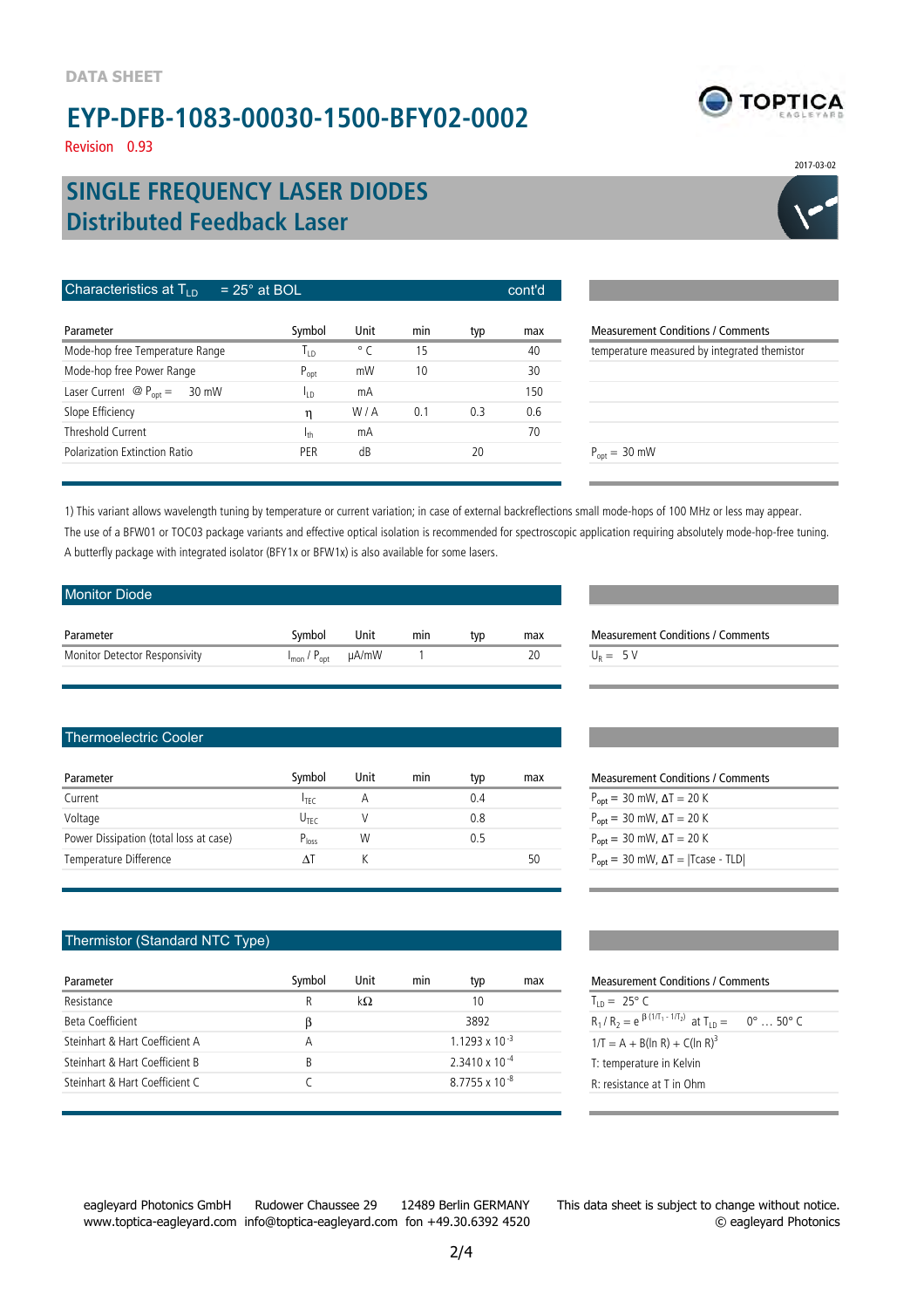DATA SHEET

# EYP-DFB-1083-00030-1500-BFY02-0002

Revision 0.93

2017-03-02

## SINGLE FREQUENCY LASER DIODES
## Distributed Feedback Laser

### Characteristics at $T_{LD}$ = 25° at BOL cont'd

| Parameter | Symbol | Unit | min | typ | max | Measurement Conditions / Comments |
|---|---|---|---|---|---|---|
| Mode-hop free Temperature Range | $T_{LD}$ | ° C | 15 | | 40 | temperature measured by integrated themistor |
| Mode-hop free Power Range | $P_{opt}$ | mW | 10 | | 30 | |
| Laser Current @ $P_{opt}$ = 30 mW | $I_{LD}$ | mA | | | 150 | |
| Slope Efficiency | $\eta$ | W / A | 0.1 | 0.3 | 0.6 | |
| Threshold Current | $I_{th}$ | mA | | | 70 | |
| Polarization Extinction Ratio | PER | dB | | 20 | | $P_{opt}$ = 30 mW |

1) This variant allows wavelength tuning by temperature or current variation; in case of external backreflections small mode-hops of 100 MHz or less may appear.
The use of a BFW01 or TOC03 package variants and effective optical isolation is recommended for spectroscopic application requiring absolutely mode-hop-free tuning.
A butterfly package with integrated isolator (BFY1x or BFW1x) is also available for some lasers.

### Monitor Diode

| Parameter | Symbol | Unit | min | typ | max | Measurement Conditions / Comments |
|---|---|---|---|---|---|---|
| Monitor Detector Responsivity | $I_{mon}$ / $P_{opt}$ | µA/mW | 1 | | 20 | $U_R$ = 5 V |

### Thermoelectric Cooler

| Parameter | Symbol | Unit | min | typ | max | Measurement Conditions / Comments |
|---|---|---|---|---|---|---|
| Current | $I_{TEC}$ | A | | 0.4 | | $P_{opt}$ = 30 mW, $\Delta T$ = 20 K |
| Voltage | $U_{TEC}$ | V | | 0.8 | | $P_{opt}$ = 30 mW, $\Delta T$ = 20 K |
| Power Dissipation (total loss at case) | $P_{loss}$ | W | | 0.5 | | $P_{opt}$ = 30 mW, $\Delta T$ = 20 K |
| Temperature Difference | $\Delta T$ | K | | | 50 | $P_{opt}$ = 30 mW, $\Delta T$ = \|Tcase - TLD\| |

### Thermistor (Standard NTC Type)

| Parameter | Symbol | Unit | min | typ | max | Measurement Conditions / Comments |
|---|---|---|---|---|---|---|
| Resistance | R | kΩ | | 10 | | $T_{LD}$ = 25° C |
| Beta Coefficient | $\beta$ | | | 3892 | | $R_1 / R_2 = e^{\beta (1/T_1 - 1/T_2)}$ at $T_{LD}$ = 0° … 50° C |
| Steinhart & Hart Coefficient A | A | | | $1.1293 \times 10^{-3}$ | | $1/T = A + B(\ln R) + C(\ln R)^3$ |
| Steinhart & Hart Coefficient B | B | | | $2.3410 \times 10^{-4}$ | | T: temperature in Kelvin |
| Steinhart & Hart Coefficient C | C | | | $8.7755 \times 10^{-8}$ | | R: resistance at T in Ohm |

eagleyard Photonics GmbH Rudower Chaussee 29 12489 Berlin GERMANY
www.toptica-eagleyard.com info@toptica-eagleyard.com fon +49.30.6392 4520

This data sheet is subject to change without notice.
© eagleyard Photonics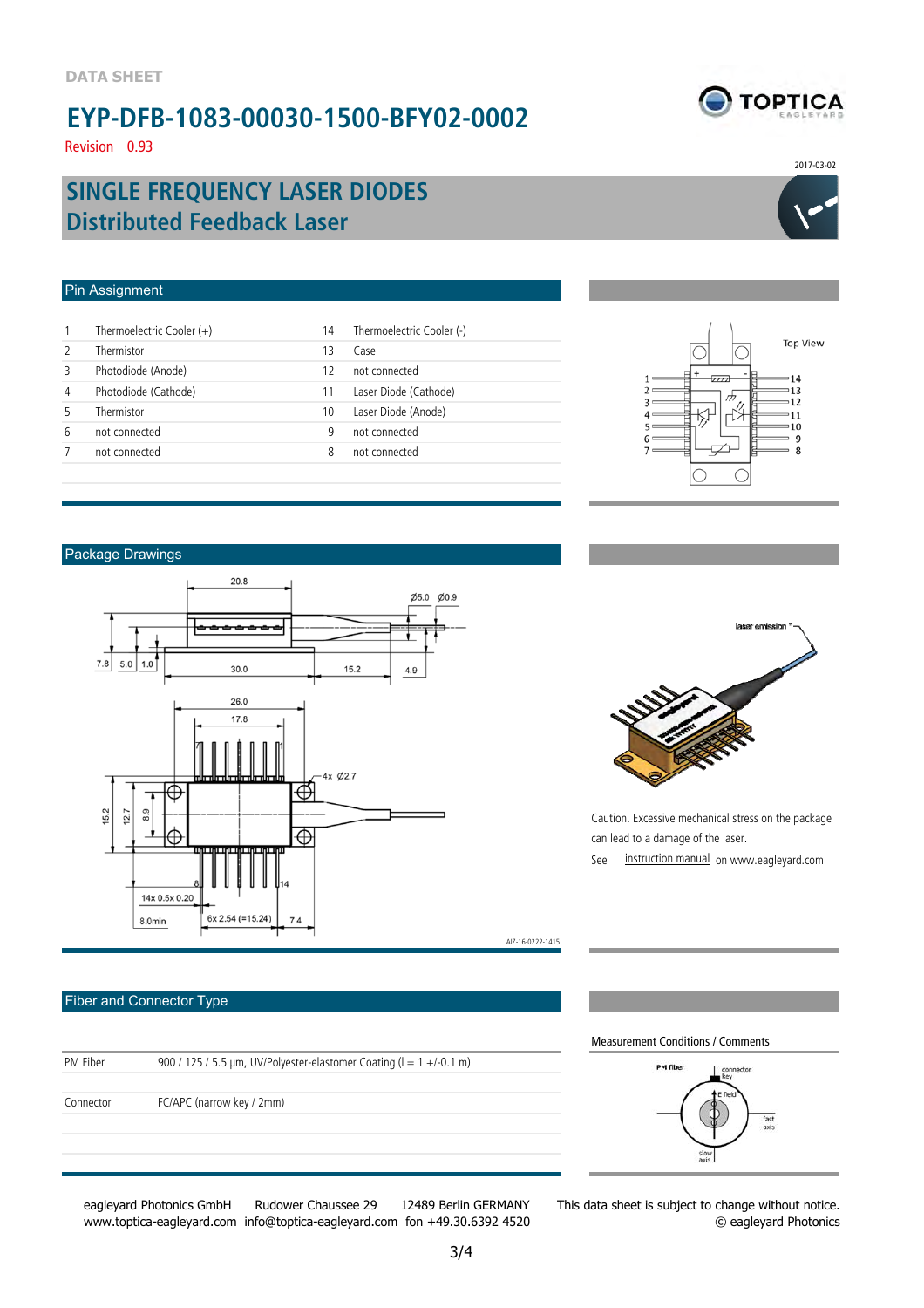DATA SHEET

# EYP-DFB-1083-00030-1500-BFY02-0002

Revision 0.93

2017-03-02

## SINGLE FREQUENCY LASER DIODES
## Distributed Feedback Laser

### Pin Assignment

| | | | |
|---|---|---|---|
| 1 | Thermoelectric Cooler (+) | 14 | Thermoelectric Cooler (-) |
| 2 | Thermistor | 13 | Case |
| 3 | Photodiode (Anode) | 12 | not connected |
| 4 | Photodiode (Cathode) | 11 | Laser Diode (Cathode) |
| 5 | Thermistor | 10 | Laser Diode (Anode) |
| 6 | not connected | 9 | not connected |
| 7 | not connected | 8 | not connected |

Top View

### Package Drawings

AIZ-16-0222-1415

Caution. Excessive mechanical stress on the package can lead to a damage of the laser.

See instruction manual on www.eagleyard.com

### Fiber and Connector Type

| | |
|---|---|
| PM Fiber | 900 / 125 / 5.5 µm, UV/Polyester-elastomer Coating (l = 1 +/-0.1 m) |
| Connector | FC/APC (narrow key / 2mm) |

Measurement Conditions / Comments

eagleyard Photonics GmbH Rudower Chaussee 29 12489 Berlin GERMANY
www.toptica-eagleyard.com info@toptica-eagleyard.com fon +49.30.6392 4520

This data sheet is subject to change without notice.
© eagleyard Photonics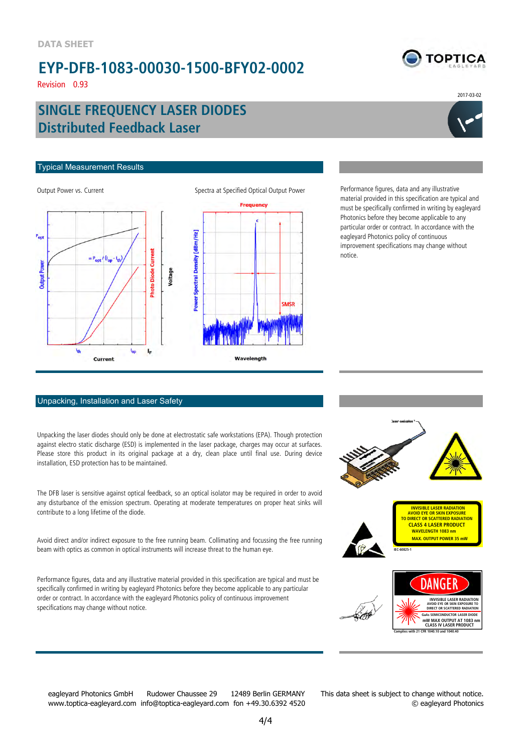DATA SHEET

# EYP-DFB-1083-00030-1500-BFY02-0002

Revision 0.93

2017-03-02

## SINGLE FREQUENCY LASER DIODES
## Distributed Feedback Laser

### Typical Measurement Results

Output Power vs. Current

$P_{opt}$

Output Power

$= P_{opt} / (I_{op} - I_{th})$

Photo Diode Current

Voltage

$I_{th}$ $I_{op}$ $I_F$

Current

Spectra at Specified Optical Output Power

Frequency

Power Spectral Density [dBm/Hz]

SMSR

Wavelength

Performance figures, data and any illustrative material provided in this specification are typical and must be specifically confirmed in writing by eagleyard Photonics before they become applicable to any particular order or contract. In accordance with the eagleyard Photonics policy of continuous improvement specifications may change without notice.

### Unpacking, Installation and Laser Safety

Unpacking the laser diodes should only be done at electrostatic safe workstations (EPA). Though protection against electro static discharge (ESD) is implemented in the laser package, charges may occur at surfaces. Please store this product in its original package at a dry, clean place until final use. During device installation, ESD protection has to be maintained.

The DFB laser is sensitive against optical feedback, so an optical isolator may be required in order to avoid any disturbance of the emission spectrum. Operating at moderate temperatures on proper heat sinks will contribute to a long lifetime of the diode.

Avoid direct and/or indirect exposure to the free running beam. Collimating and focussing the free running beam with optics as common in optical instruments will increase threat to the human eye.

Performance figures, data and any illustrative material provided in this specification are typical and must be specifically confirmed in writing by eagleyard Photonics before they become applicable to any particular order or contract. In accordance with the eagleyard Photonics policy of continuous improvement specifications may change without notice.

INVISIBLE LASER RADIATION
AVOID EYE OR SKIN EXPOSURE
TO DIRECT OR SCATTERED RADIATION
CLASS 4 LASER PRODUCT
WAVELENGTH 1083 nm
MAX. OUTPUT POWER 35 mW

IEC-60825-1

DANGER
INVISIBLE LASER RADIATION
AVOID EYE OR SKIN EXPOSURE TO DIRECT OR SCATTERED RADIATION
GaAs SEMICONDUCTOR LASER DIODE
mW MAX OUTPUT AT 1083 nm
CLASS IV LASER PRODUCT

Complies with 21 CFR 1040.10 and 1040.40

eagleyard Photonics GmbH Rudower Chaussee 29 12489 Berlin GERMANY
www.toptica-eagleyard.com info@toptica-eagleyard.com fon +49.30.6392 4520

This data sheet is subject to change without notice.
© eagleyard Photonics